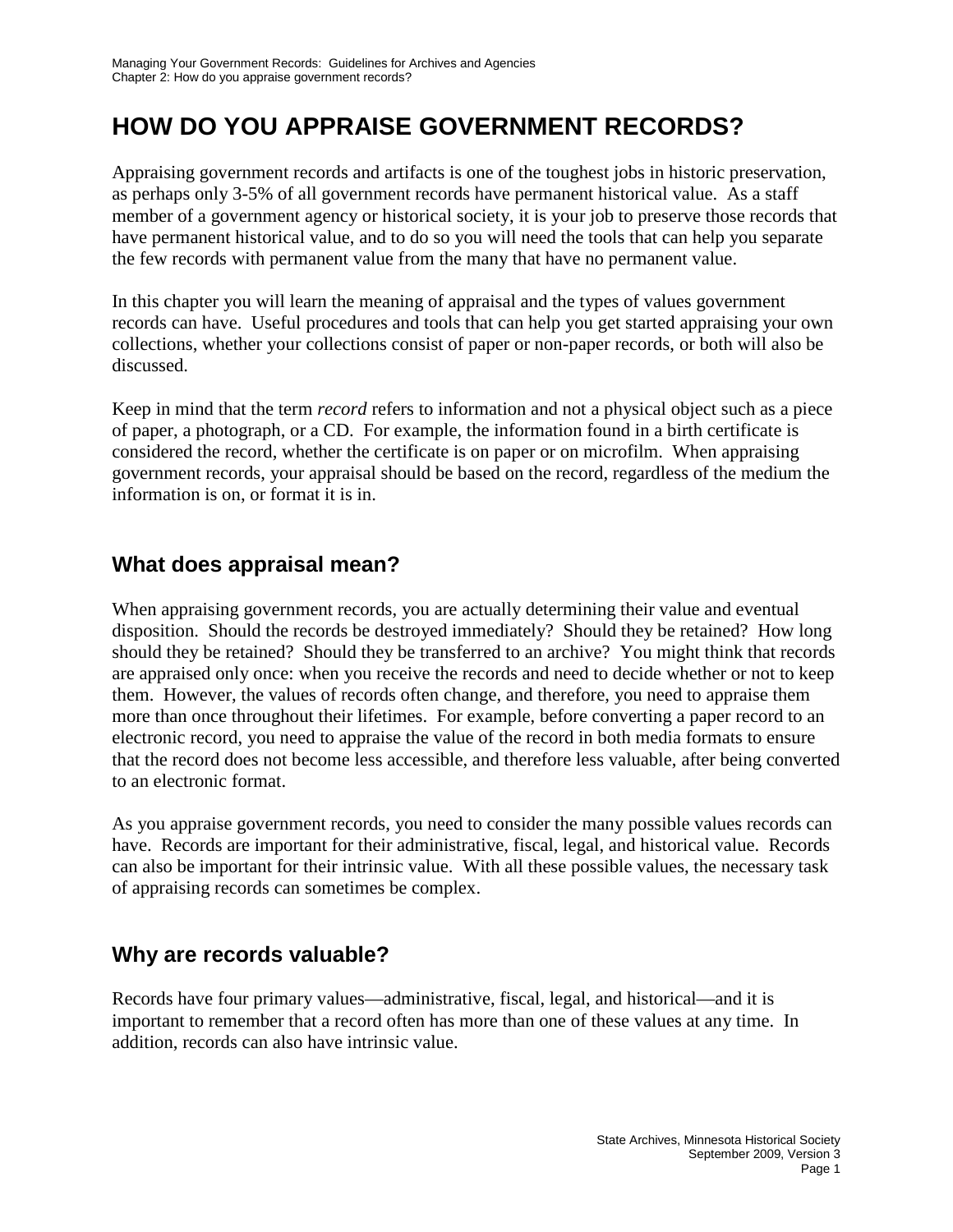# HOW DO YOU APPRAISE GOVERNMENT RECORDS?

Appraising government records and artifacts is one of the toughest jobs in historic preservation, as perhaps only 3-5% of all government records have permanent historical value. As a staff member of a government agency or historical society, it is your job to preserve those records that have permanent historical value, and to do so you will need the tools that can help you separate the few records with permanent value from the many that have no permanent value.

In this chapter you will learn the meaning of appraisal and the types of values government records can have. Useful procedures and tools that can help you get started appraising your own collections, whether your collections consist of paper or non-paper records, or both will also be discussed.

Keep in mind that the term *record* refers to information and not a physical object such as a piece of paper, a photograph, or a CD. For example, the information found in a birth certificate is considered the record, whether the certificate is on paper or on microfilm. When appraising government records, your appraisal should be based on the record, regardless of the medium the information is on, or format it is in.

## What does appraisal mean?

When appraising government records, you are actually determining their value and eventual disposition. Should the records be destroyed immediately? Should they be retained? How long should they be retained? Should they be transferred to an archive? You might think that records are appraised only once: when you receive the records and need to decide whether or not to keep them. However, the values of records often change, and therefore, you need to appraise them more than once throughout their lifetimes. For example, before converting a paper record to an electronic record, you need to appraise the value of the record in both media formats to ensure that the record does not become less accessible, and therefore less valuable, after being converted to an electronic format.

As you appraise government records, you need to consider the many possible values records can have. Records are important for their administrative, fiscal, legal, and historical value. Records can also be important for their intrinsic value. With all these possible values, the necessary task of appraising records can sometimes be complex.

## Why are records valuable?

Records have four primary values—administrative, fiscal, legal, and historical—and it is important to remember that a record often has more than one of these values at any time. In addition, records can also have intrinsic value.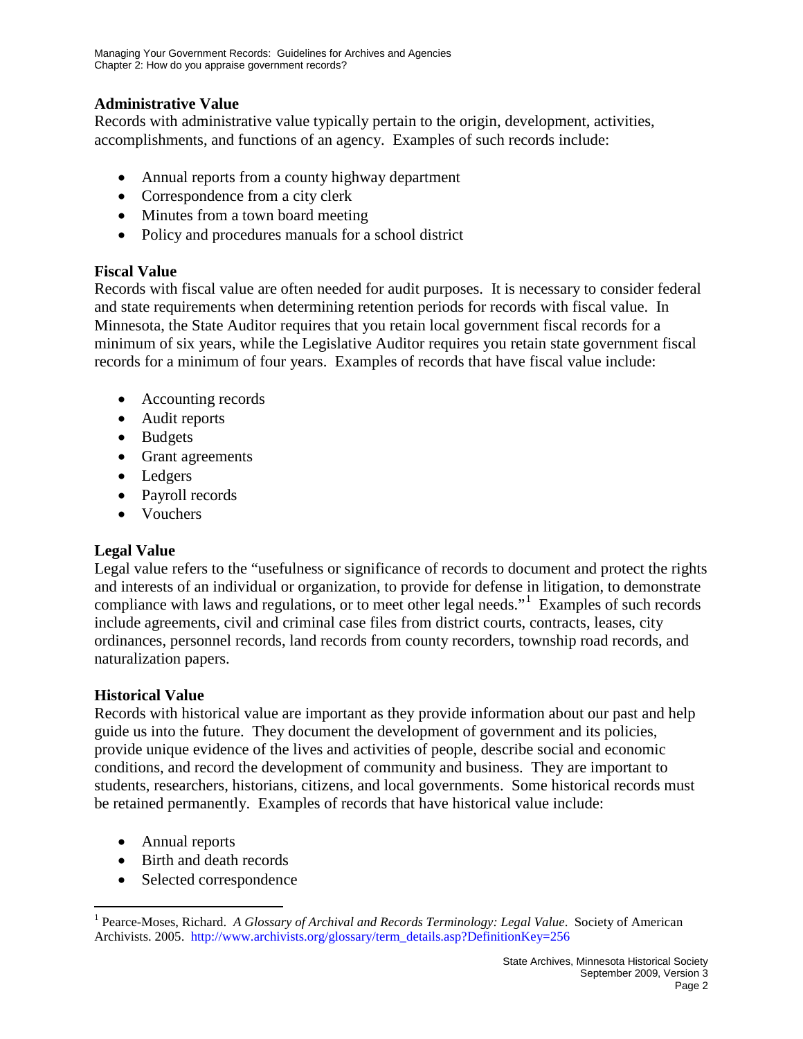### Administrative Value

Records with administrative value typically pertain to the origin, development, activities, accomplishments, and functions of an agency. Examples of such records include:

- Annual reports from a county highway department
- Correspondence from a city clerk
- Minutes from a town board meeting
- Policy and procedures manuals for a school district

### Fiscal Value

Records with fiscal value are often needed for audit purposes. It is necessary to consider federal and state requirements when determining retention periods for records with fiscal value. In Minnesota, the State Auditor requires that you retain local government fiscal records for a minimum of six years, while the Legislative Auditor requires you retain state government fiscal records for a minimum of four years. Examples of records that have fiscal value include:

- Accounting records
- Audit reports
- Budgets
- Grant agreements
- Ledgers
- Payroll records
- Vouchers

### Legal Value

Legal value refers to the "usefulness or significance of records to document and protect the rights and interests of an individual or organization, to provide for defense in litigation, to demonstrate compliance with laws and regulations, or to meet other legal needs."[1] Examples of such records include agreements, civil and criminal case files from district courts, contracts, leases, city ordinances, personnel records, land records from county recorders, township road records, and naturalization papers.

### Historical Value

Records with historical value are important as they provide information about our past and help guide us into the future. They document the development of government and its policies, provide unique evidence of the lives and activities of people, describe social and economic conditions, and record the development of community and business. They are important to students, researchers, historians, citizens, and local governments. Some historical records must be retained permanently. Examples of records that have historical value include:

- Annual reports
- Birth and death records
- Selected correspondence

---

[1] Pearce-Moses, Richard. *A Glossary of Archival and Records Terminology: Legal Value*. Society of American Archivists. 2005. http://www.archivists.org/glossary/term_details.asp?DefinitionKey=256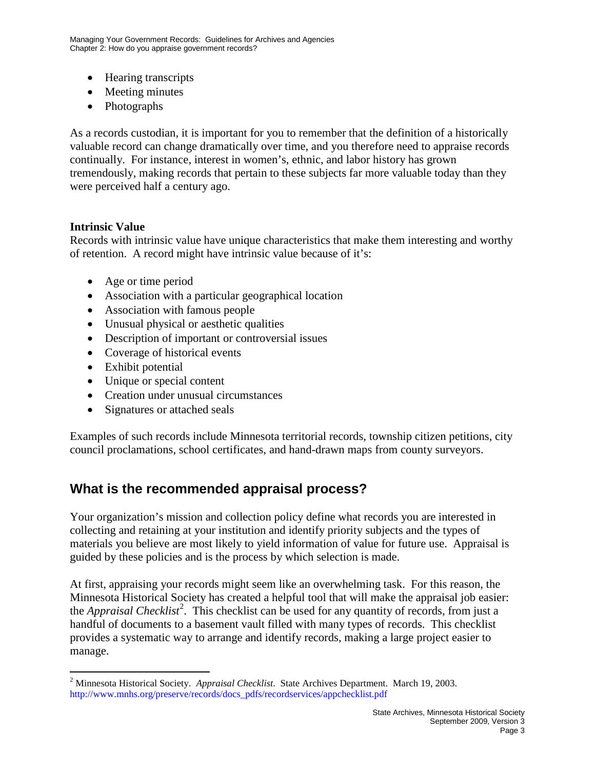- Hearing transcripts
- Meeting minutes
- Photographs

As a records custodian, it is important for you to remember that the definition of a historically valuable record can change dramatically over time, and you therefore need to appraise records continually. For instance, interest in women's, ethnic, and labor history has grown tremendously, making records that pertain to these subjects far more valuable today than they were perceived half a century ago.

**Intrinsic Value**

Records with intrinsic value have unique characteristics that make them interesting and worthy of retention. A record might have intrinsic value because of it's:

- Age or time period
- Association with a particular geographical location
- Association with famous people
- Unusual physical or aesthetic qualities
- Description of important or controversial issues
- Coverage of historical events
- Exhibit potential
- Unique or special content
- Creation under unusual circumstances
- Signatures or attached seals

Examples of such records include Minnesota territorial records, township citizen petitions, city council proclamations, school certificates, and hand-drawn maps from county surveyors.

## What is the recommended appraisal process?

Your organization's mission and collection policy define what records you are interested in collecting and retaining at your institution and identify priority subjects and the types of materials you believe are most likely to yield information of value for future use. Appraisal is guided by these policies and is the process by which selection is made.

At first, appraising your records might seem like an overwhelming task. For this reason, the Minnesota Historical Society has created a helpful tool that will make the appraisal job easier: the *Appraisal Checklist*[2]. This checklist can be used for any quantity of records, from just a handful of documents to a basement vault filled with many types of records. This checklist provides a systematic way to arrange and identify records, making a large project easier to manage.

[2] Minnesota Historical Society. *Appraisal Checklist*. State Archives Department. March 19, 2003. http://www.mnhs.org/preserve/records/docs_pdfs/recordservices/appchecklist.pdf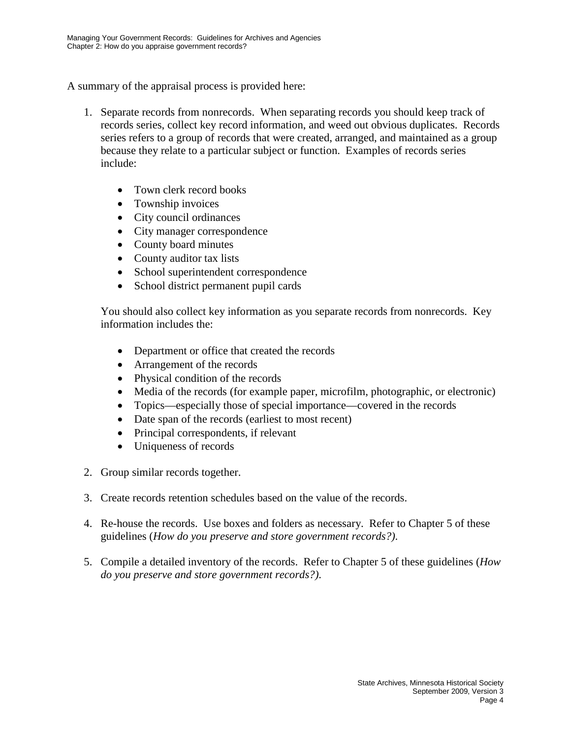A summary of the appraisal process is provided here:

1. Separate records from nonrecords. When separating records you should keep track of records series, collect key record information, and weed out obvious duplicates. Records series refers to a group of records that were created, arranged, and maintained as a group because they relate to a particular subject or function. Examples of records series include:

   - Town clerk record books
   - Township invoices
   - City council ordinances
   - City manager correspondence
   - County board minutes
   - County auditor tax lists
   - School superintendent correspondence
   - School district permanent pupil cards

   You should also collect key information as you separate records from nonrecords. Key information includes the:

   - Department or office that created the records
   - Arrangement of the records
   - Physical condition of the records
   - Media of the records (for example paper, microfilm, photographic, or electronic)
   - Topics—especially those of special importance—covered in the records
   - Date span of the records (earliest to most recent)
   - Principal correspondents, if relevant
   - Uniqueness of records

2. Group similar records together.

3. Create records retention schedules based on the value of the records.

4. Re-house the records. Use boxes and folders as necessary. Refer to Chapter 5 of these guidelines (*How do you preserve and store government records?).*

5. Compile a detailed inventory of the records. Refer to Chapter 5 of these guidelines (*How do you preserve and store government records?).*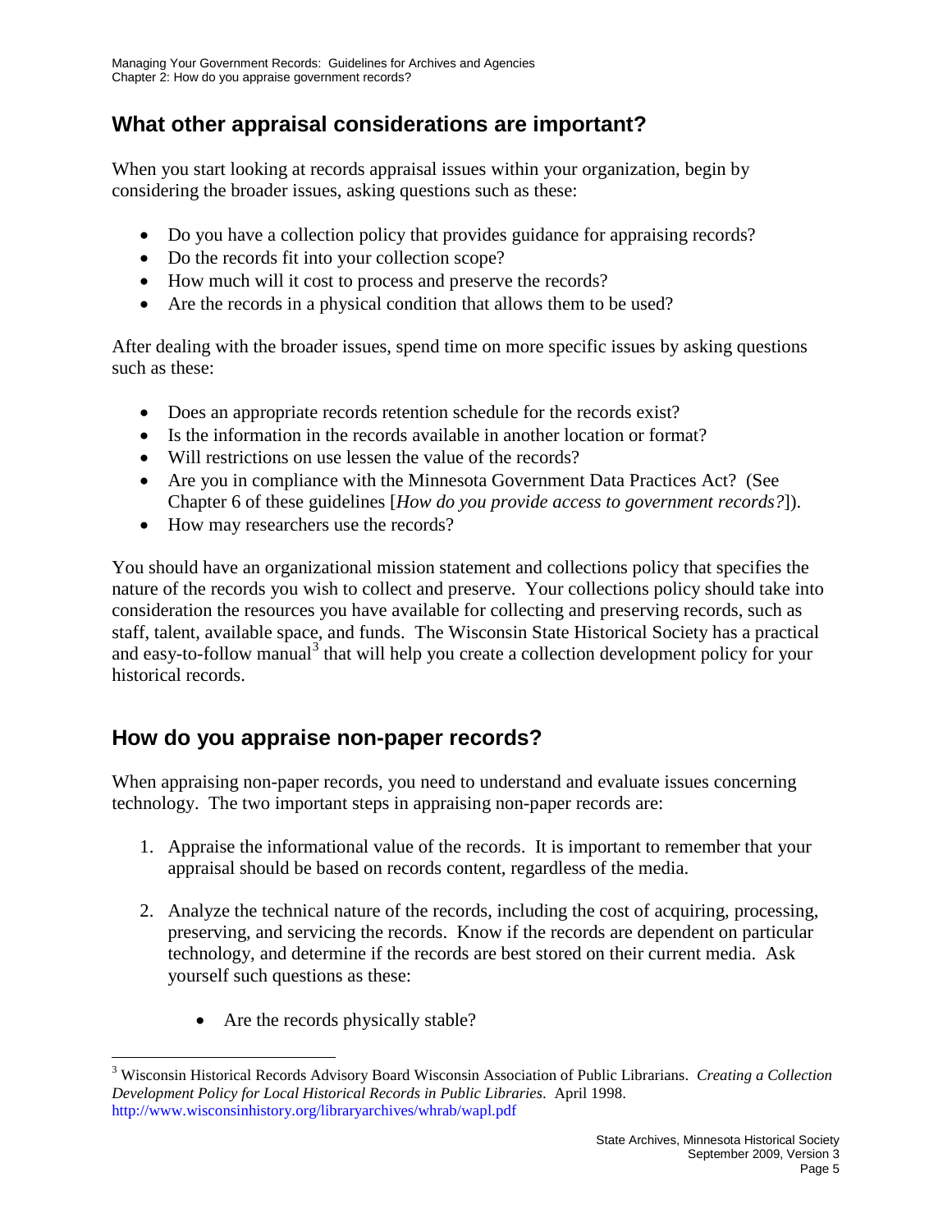## What other appraisal considerations are important?

When you start looking at records appraisal issues within your organization, begin by considering the broader issues, asking questions such as these:

- Do you have a collection policy that provides guidance for appraising records?
- Do the records fit into your collection scope?
- How much will it cost to process and preserve the records?
- Are the records in a physical condition that allows them to be used?

After dealing with the broader issues, spend time on more specific issues by asking questions such as these:

- Does an appropriate records retention schedule for the records exist?
- Is the information in the records available in another location or format?
- Will restrictions on use lessen the value of the records?
- Are you in compliance with the Minnesota Government Data Practices Act? (See Chapter 6 of these guidelines [*How do you provide access to government records?*]).
- How may researchers use the records?

You should have an organizational mission statement and collections policy that specifies the nature of the records you wish to collect and preserve. Your collections policy should take into consideration the resources you have available for collecting and preserving records, such as staff, talent, available space, and funds. The Wisconsin State Historical Society has a practical and easy-to-follow manual[3] that will help you create a collection development policy for your historical records.

## How do you appraise non-paper records?

When appraising non-paper records, you need to understand and evaluate issues concerning technology. The two important steps in appraising non-paper records are:

1. Appraise the informational value of the records. It is important to remember that your appraisal should be based on records content, regardless of the media.

2. Analyze the technical nature of the records, including the cost of acquiring, processing, preserving, and servicing the records. Know if the records are dependent on particular technology, and determine if the records are best stored on their current media. Ask yourself such questions as these:

    - Are the records physically stable?

---

[3] Wisconsin Historical Records Advisory Board Wisconsin Association of Public Librarians. *Creating a Collection Development Policy for Local Historical Records in Public Libraries.* April 1998. http://www.wisconsinhistory.org/libraryarchives/whrab/wapl.pdf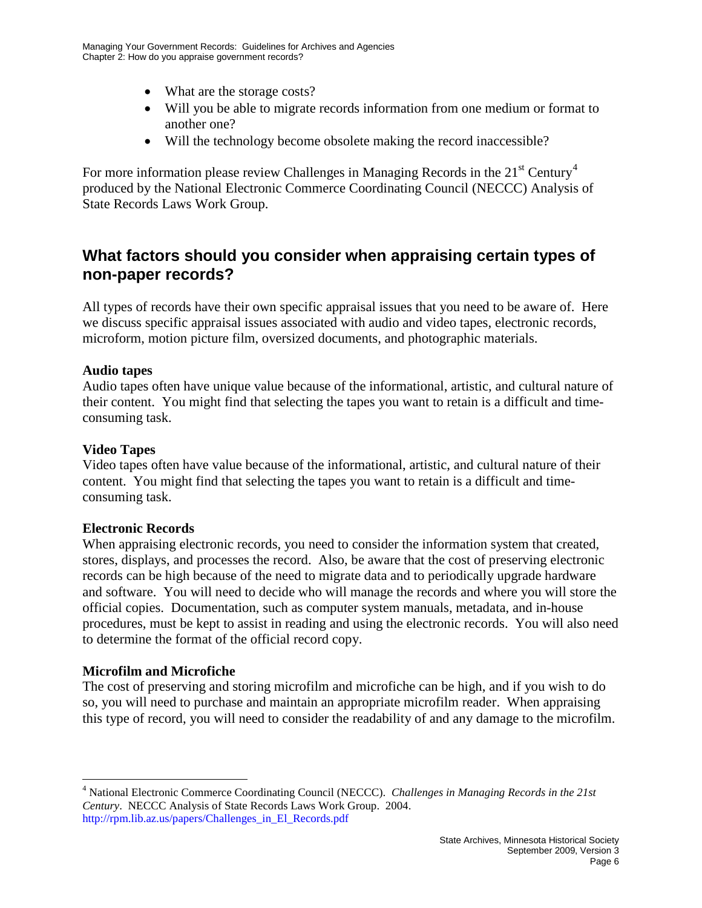- What are the storage costs?
- Will you be able to migrate records information from one medium or format to another one?
- Will the technology become obsolete making the record inaccessible?

For more information please review Challenges in Managing Records in the 21st Century[4] produced by the National Electronic Commerce Coordinating Council (NECCC) Analysis of State Records Laws Work Group.

## What factors should you consider when appraising certain types of non-paper records?

All types of records have their own specific appraisal issues that you need to be aware of. Here we discuss specific appraisal issues associated with audio and video tapes, electronic records, microform, motion picture film, oversized documents, and photographic materials.

**Audio tapes**
Audio tapes often have unique value because of the informational, artistic, and cultural nature of their content. You might find that selecting the tapes you want to retain is a difficult and time-consuming task.

**Video Tapes**
Video tapes often have value because of the informational, artistic, and cultural nature of their content. You might find that selecting the tapes you want to retain is a difficult and time-consuming task.

**Electronic Records**
When appraising electronic records, you need to consider the information system that created, stores, displays, and processes the record. Also, be aware that the cost of preserving electronic records can be high because of the need to migrate data and to periodically upgrade hardware and software. You will need to decide who will manage the records and where you will store the official copies. Documentation, such as computer system manuals, metadata, and in-house procedures, must be kept to assist in reading and using the electronic records. You will also need to determine the format of the official record copy.

**Microfilm and Microfiche**
The cost of preserving and storing microfilm and microfiche can be high, and if you wish to do so, you will need to purchase and maintain an appropriate microfilm reader. When appraising this type of record, you will need to consider the readability of and any damage to the microfilm.

---

[4] National Electronic Commerce Coordinating Council (NECCC). *Challenges in Managing Records in the 21st Century*. NECCC Analysis of State Records Laws Work Group. 2004. http://rpm.lib.az.us/papers/Challenges_in_El_Records.pdf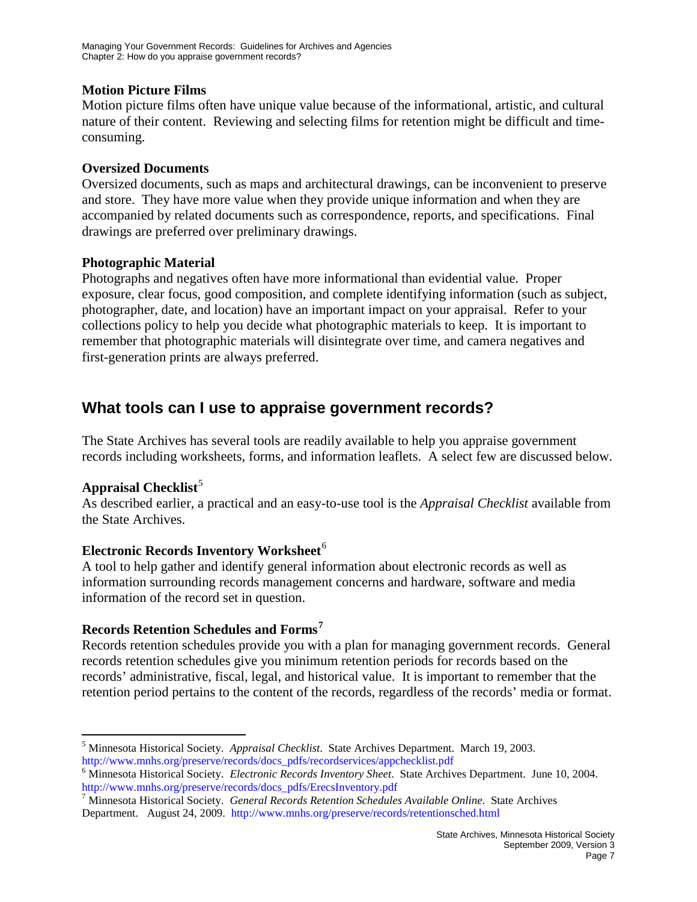### Motion Picture Films

Motion picture films often have unique value because of the informational, artistic, and cultural nature of their content. Reviewing and selecting films for retention might be difficult and time-consuming.

### Oversized Documents

Oversized documents, such as maps and architectural drawings, can be inconvenient to preserve and store. They have more value when they provide unique information and when they are accompanied by related documents such as correspondence, reports, and specifications. Final drawings are preferred over preliminary drawings.

### Photographic Material

Photographs and negatives often have more informational than evidential value. Proper exposure, clear focus, good composition, and complete identifying information (such as subject, photographer, date, and location) have an important impact on your appraisal. Refer to your collections policy to help you decide what photographic materials to keep. It is important to remember that photographic materials will disintegrate over time, and camera negatives and first-generation prints are always preferred.

## What tools can I use to appraise government records?

The State Archives has several tools are readily available to help you appraise government records including worksheets, forms, and information leaflets. A select few are discussed below.

### Appraisal Checklist[5]

As described earlier, a practical and an easy-to-use tool is the *Appraisal Checklist* available from the State Archives.

### Electronic Records Inventory Worksheet[6]

A tool to help gather and identify general information about electronic records as well as information surrounding records management concerns and hardware, software and media information of the record set in question.

### Records Retention Schedules and Forms[7]

Records retention schedules provide you with a plan for managing government records. General records retention schedules give you minimum retention periods for records based on the records' administrative, fiscal, legal, and historical value. It is important to remember that the retention period pertains to the content of the records, regardless of the records' media or format.

---

[5] Minnesota Historical Society. *Appraisal Checklist*. State Archives Department. March 19, 2003. http://www.mnhs.org/preserve/records/docs_pdfs/recordservices/appchecklist.pdf

[6] Minnesota Historical Society. *Electronic Records Inventory Sheet*. State Archives Department. June 10, 2004. http://www.mnhs.org/preserve/records/docs_pdfs/ErecsInventory.pdf

[7] Minnesota Historical Society. *General Records Retention Schedules Available Online*. State Archives Department. August 24, 2009. http://www.mnhs.org/preserve/records/retentionsched.html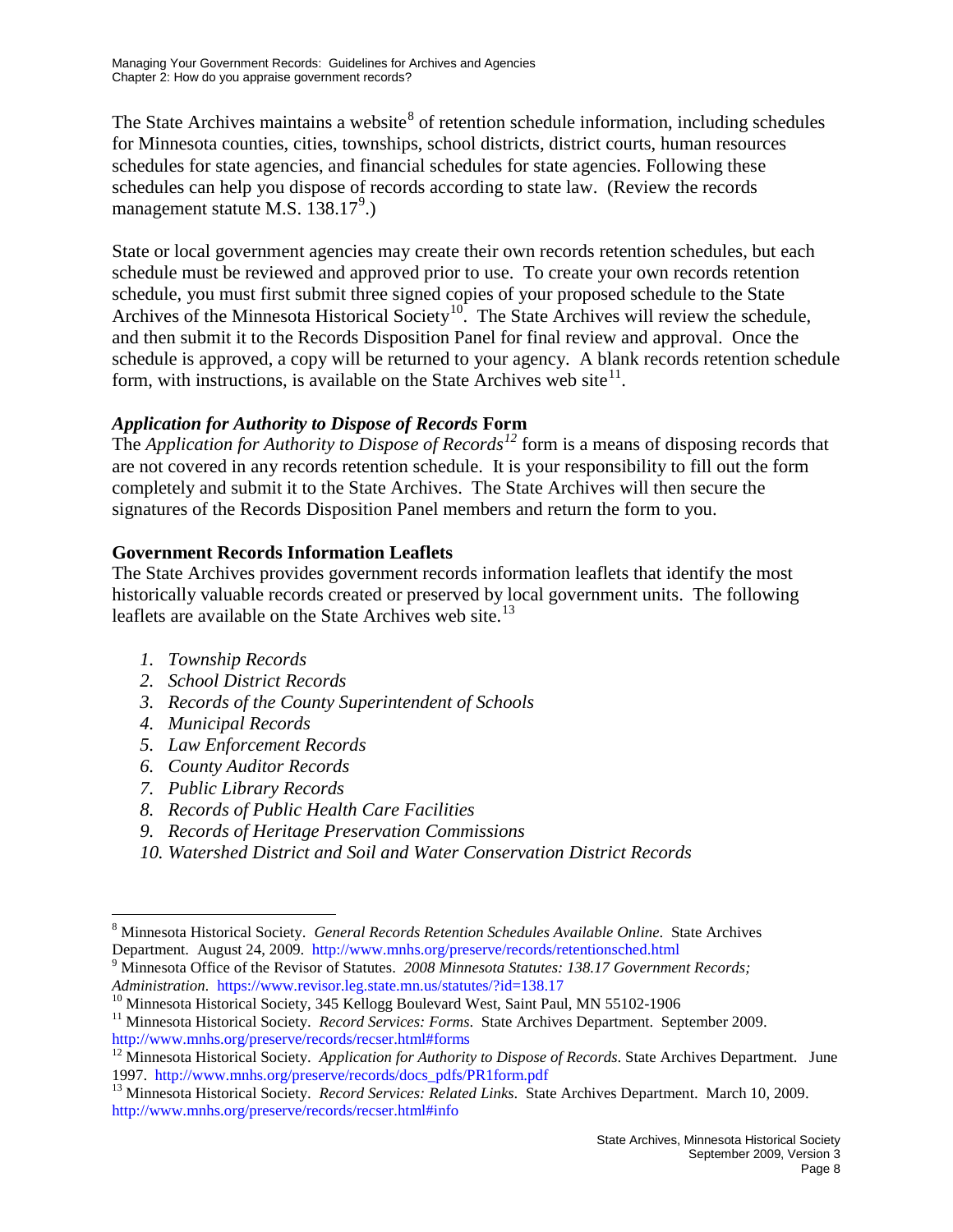The State Archives maintains a website[8] of retention schedule information, including schedules for Minnesota counties, cities, townships, school districts, district courts, human resources schedules for state agencies, and financial schedules for state agencies. Following these schedules can help you dispose of records according to state law. (Review the records management statute M.S. 138.17[9].)

State or local government agencies may create their own records retention schedules, but each schedule must be reviewed and approved prior to use. To create your own records retention schedule, you must first submit three signed copies of your proposed schedule to the State Archives of the Minnesota Historical Society[10]. The State Archives will review the schedule, and then submit it to the Records Disposition Panel for final review and approval. Once the schedule is approved, a copy will be returned to your agency. A blank records retention schedule form, with instructions, is available on the State Archives web site[11].

### *Application for Authority to Dispose of Records* Form

The *Application for Authority to Dispose of Records*[12] form is a means of disposing records that are not covered in any records retention schedule. It is your responsibility to fill out the form completely and submit it to the State Archives. The State Archives will then secure the signatures of the Records Disposition Panel members and return the form to you.

### Government Records Information Leaflets

The State Archives provides government records information leaflets that identify the most historically valuable records created or preserved by local government units. The following leaflets are available on the State Archives web site.[13]

1. *Township Records*
2. *School District Records*
3. *Records of the County Superintendent of Schools*
4. *Municipal Records*
5. *Law Enforcement Records*
6. *County Auditor Records*
7. *Public Library Records*
8. *Records of Public Health Care Facilities*
9. *Records of Heritage Preservation Commissions*
10. *Watershed District and Soil and Water Conservation District Records*

---

[8] Minnesota Historical Society. *General Records Retention Schedules Available Online*. State Archives Department. August 24, 2009. http://www.mnhs.org/preserve/records/retentionsched.html

[9] Minnesota Office of the Revisor of Statutes. *2008 Minnesota Statutes: 138.17 Government Records; Administration*. https://www.revisor.leg.state.mn.us/statutes/?id=138.17

[10] Minnesota Historical Society, 345 Kellogg Boulevard West, Saint Paul, MN 55102-1906

[11] Minnesota Historical Society. *Record Services: Forms*. State Archives Department. September 2009. http://www.mnhs.org/preserve/records/recser.html#forms

[12] Minnesota Historical Society. *Application for Authority to Dispose of Records*. State Archives Department. June 1997. http://www.mnhs.org/preserve/records/docs_pdfs/PR1form.pdf

[13] Minnesota Historical Society. *Record Services: Related Links*. State Archives Department. March 10, 2009. http://www.mnhs.org/preserve/records/recser.html#info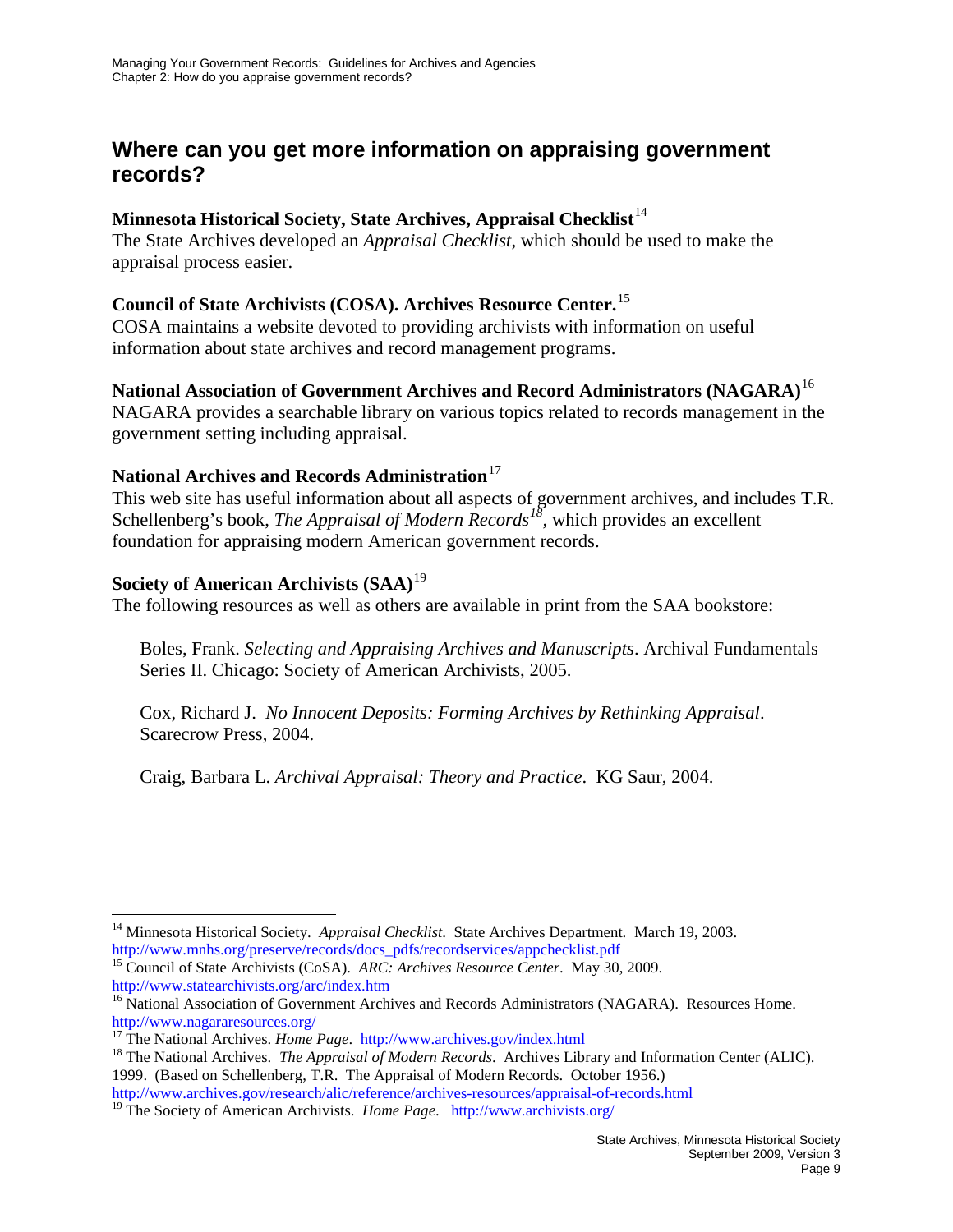## Where can you get more information on appraising government records?

**Minnesota Historical Society, State Archives, Appraisal Checklist**[14]
The State Archives developed an *Appraisal Checklist*, which should be used to make the appraisal process easier.

**Council of State Archivists (COSA). Archives Resource Center.**[15]
COSA maintains a website devoted to providing archivists with information on useful information about state archives and record management programs.

**National Association of Government Archives and Record Administrators (NAGARA)**[16]
NAGARA provides a searchable library on various topics related to records management in the government setting including appraisal.

**National Archives and Records Administration**[17]
This web site has useful information about all aspects of government archives, and includes T.R. Schellenberg's book, *The Appraisal of Modern Records*[18], which provides an excellent foundation for appraising modern American government records.

**Society of American Archivists (SAA)**[19]
The following resources as well as others are available in print from the SAA bookstore:

Boles, Frank. *Selecting and Appraising Archives and Manuscripts*. Archival Fundamentals Series II. Chicago: Society of American Archivists, 2005.

Cox, Richard J. *No Innocent Deposits: Forming Archives by Rethinking Appraisal*. Scarecrow Press, 2004.

Craig, Barbara L. *Archival Appraisal: Theory and Practice*. KG Saur, 2004.

---

[14] Minnesota Historical Society. *Appraisal Checklist*. State Archives Department. March 19, 2003. http://www.mnhs.org/preserve/records/docs_pdfs/recordservices/appchecklist.pdf

[15] Council of State Archivists (CoSA). *ARC: Archives Resource Center*. May 30, 2009. http://www.statearchivists.org/arc/index.htm

[16] National Association of Government Archives and Records Administrators (NAGARA). Resources Home. http://www.nagararesources.org/

[17] The National Archives. *Home Page*. http://www.archives.gov/index.html

[18] The National Archives. *The Appraisal of Modern Records.* Archives Library and Information Center (ALIC). 1999. (Based on Schellenberg, T.R. The Appraisal of Modern Records. October 1956.) http://www.archives.gov/research/alic/reference/archives-resources/appraisal-of-records.html

[19] The Society of American Archivists. *Home Page*. http://www.archivists.org/